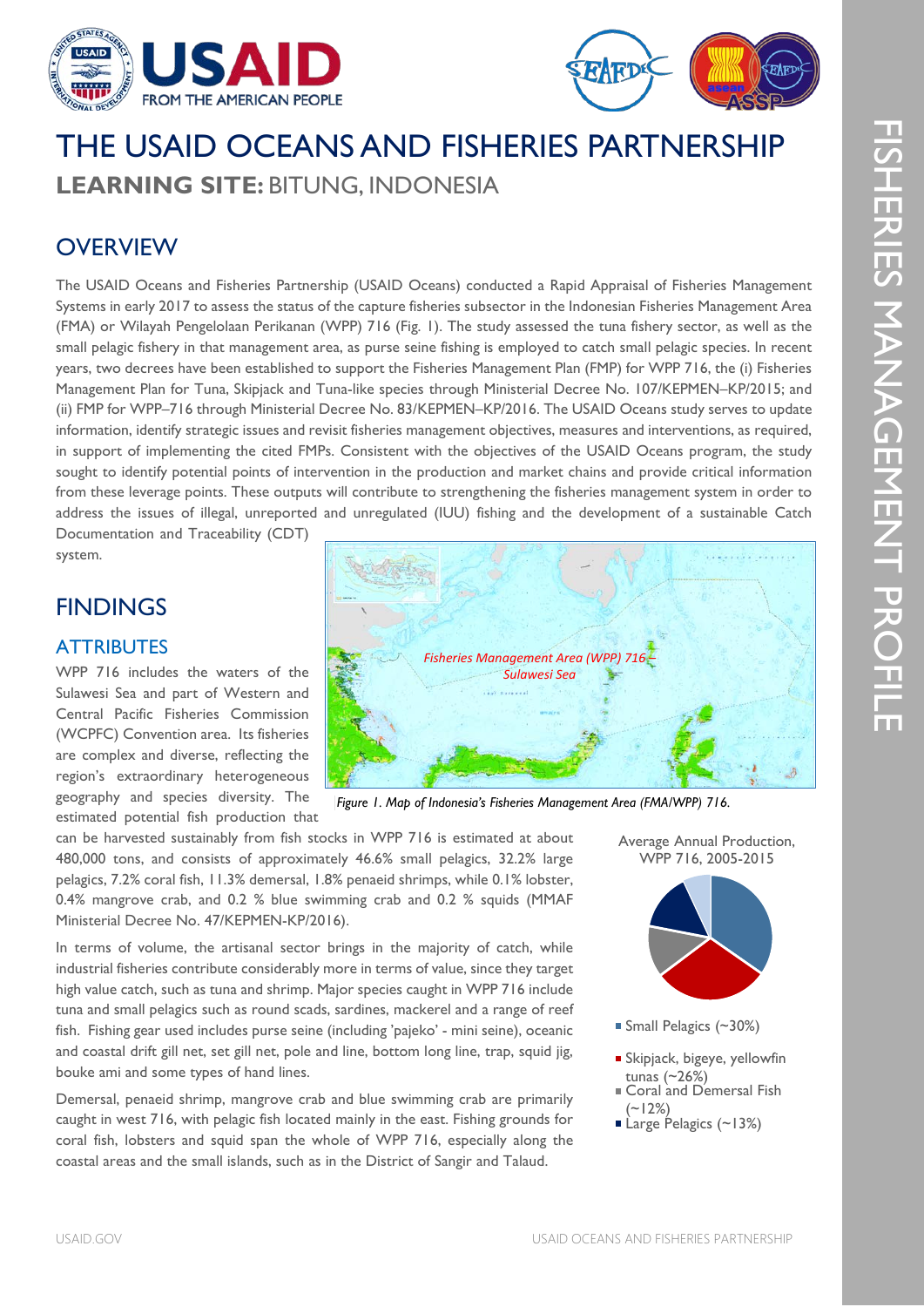# THE USAID OCEANS AND FISHERIES PARTNERSHIP

## LEARNING SITE: BITUNG, INDONESIA

## OVERVIEW

The USAID Oceans and Fisheries Partnership (USAID Oceans) conducted a Rapid Appraisal of Fisheries Management Systems in early 2017 to assess the status of the capture fisheries subsector in the Indonesian Fisheries Management Area (FMA) or Wilayah Pengelolaan Perikanan (WPP) 716 (Fig. 1). The study assessed the tuna fishery sector, as well as the small pelagic fishery in that management area, as purse seine fishing is employed to catch small pelagic species. In recent years, two decrees have been established to support the Fisheries Management Plan (FMP) for WPP 716, the (i) Fisheries Management Plan for Tuna, Skipjack and Tuna-like species through Ministerial Decree No. 107/KEPMEN–KP/2015; and (ii) FMP for WPP–716 through Ministerial Decree No. 83/KEPMEN–KP/2016. The USAID Oceans study serves to update information, identify strategic issues and revisit fisheries management objectives, measures and interventions, as required, in support of implementing the cited FMPs. Consistent with the objectives of the USAID Oceans program, the study sought to identify potential points of intervention in the production and market chains and provide critical information from these leverage points. These outputs will contribute to strengthening the fisheries management system in order to address the issues of illegal, unreported and unregulated (IUU) fishing and the development of a sustainable Catch Documentation and Traceability (CDT) system.

## FINDINGS

### ATTRIBUTES

WPP 716 includes the waters of the Sulawesi Sea and part of Western and Central Pacific Fisheries Commission (WCPFC) Convention area. Its fisheries are complex and diverse, reflecting the region's extraordinary heterogeneous geography and species diversity. The estimated potential fish production that can be harvested sustainably from fish stocks in WPP 716 is estimated at about 480,000 tons, and consists of approximately 46.6% small pelagics, 32.2% large pelagics, 7.2% coral fish, 11.3% demersal, 1.8% penaeid shrimps, while 0.1% lobster, 0.4% mangrove crab, and 0.2 % blue swimming crab and 0.2 % squids (MMAF Ministerial Decree No. 47/KEPMEN-KP/2016).

Fisheries Management Area (WPP) 716
Sulawesi Sea

*Figure 1. Map of Indonesia's Fisheries Management Area (FMA/WPP) 716.*

In terms of volume, the artisanal sector brings in the majority of catch, while industrial fisheries contribute considerably more in terms of value, since they target high value catch, such as tuna and shrimp. Major species caught in WPP 716 include tuna and small pelagics such as round scads, sardines, mackerel and a range of reef fish. Fishing gear used includes purse seine (including 'pajeko' - mini seine), oceanic and coastal drift gill net, set gill net, pole and line, bottom long line, trap, squid jig, bouke ami and some types of hand lines.

Demersal, penaeid shrimp, mangrove crab and blue swimming crab are primarily caught in west 716, with pelagic fish located mainly in the east. Fishing grounds for coral fish, lobsters and squid span the whole of WPP 716, especially along the coastal areas and the small islands, such as in the District of Sangir and Talaud.

Average Annual Production, WPP 716, 2005-2015

- Small Pelagics (~30%)
- Skipjack, bigeye, yellowfin tunas (~26%)
- Coral and Demersal Fish (~12%)
- Large Pelagics (~13%)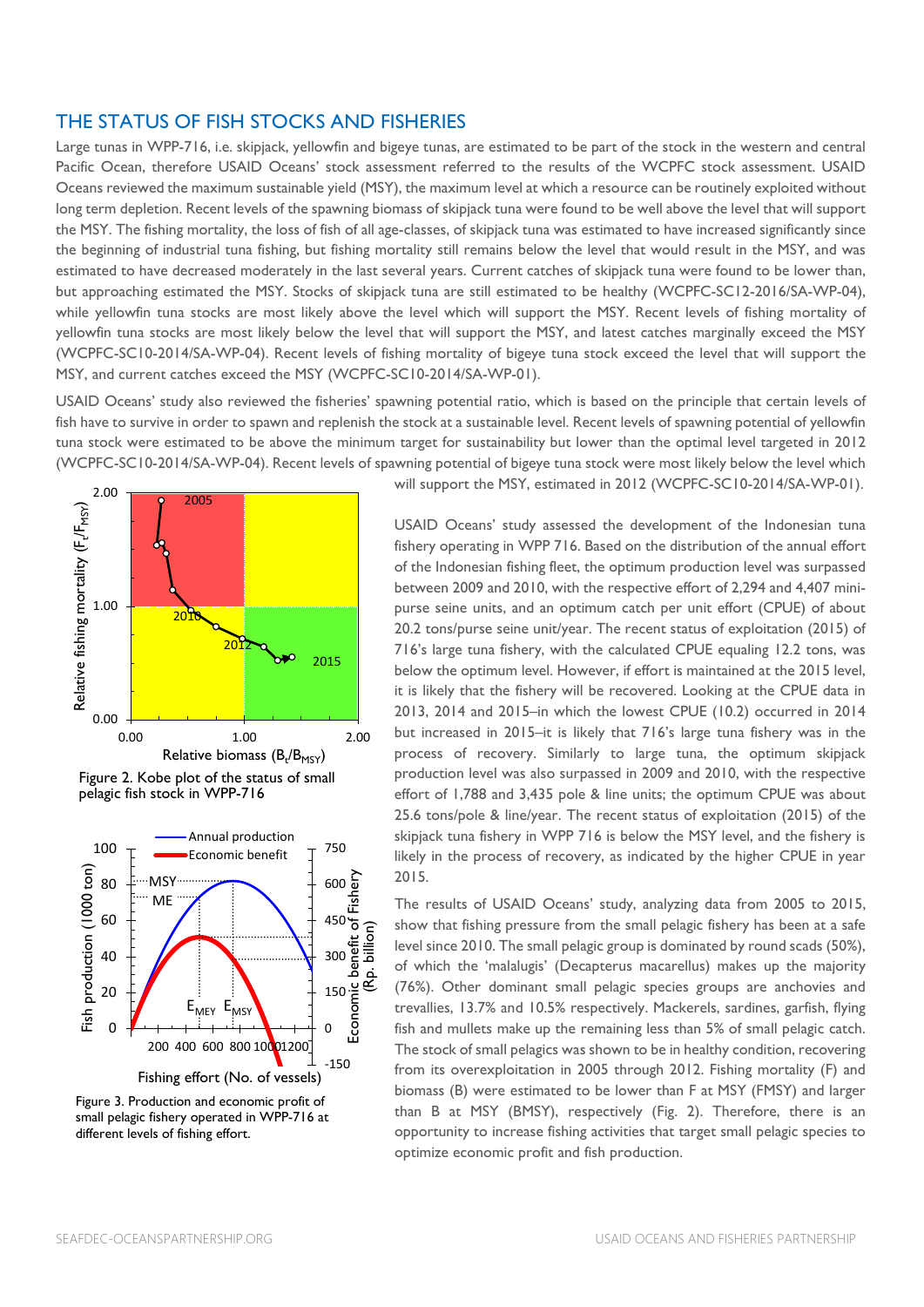## THE STATUS OF FISH STOCKS AND FISHERIES

Large tunas in WPP-716, i.e. skipjack, yellowfin and bigeye tunas, are estimated to be part of the stock in the western and central Pacific Ocean, therefore USAID Oceans' stock assessment referred to the results of the WCPFC stock assessment. USAID Oceans reviewed the maximum sustainable yield (MSY), the maximum level at which a resource can be routinely exploited without long term depletion. Recent levels of the spawning biomass of skipjack tuna were found to be well above the level that will support the MSY. The fishing mortality, the loss of fish of all age-classes, of skipjack tuna was estimated to have increased significantly since the beginning of industrial tuna fishing, but fishing mortality still remains below the level that would result in the MSY, and was estimated to have decreased moderately in the last several years. Current catches of skipjack tuna were found to be lower than, but approaching estimated the MSY. Stocks of skipjack tuna are still estimated to be healthy (WCPFC-SC12-2016/SA-WP-04), while yellowfin tuna stocks are most likely above the level which will support the MSY. Recent levels of fishing mortality of yellowfin tuna stocks are most likely below the level that will support the MSY, and latest catches marginally exceed the MSY (WCPFC-SC10-2014/SA-WP-04). Recent levels of fishing mortality of bigeye tuna stock exceed the level that will support the MSY, and current catches exceed the MSY (WCPFC-SC10-2014/SA-WP-01).

USAID Oceans' study also reviewed the fisheries' spawning potential ratio, which is based on the principle that certain levels of fish have to survive in order to spawn and replenish the stock at a sustainable level. Recent levels of spawning potential of yellowfin tuna stock were estimated to be above the minimum target for sustainability but lower than the optimal level targeted in 2012 (WCPFC-SC10-2014/SA-WP-04). Recent levels of spawning potential of bigeye tuna stock were most likely below the level which will support the MSY, estimated in 2012 (WCPFC-SC10-2014/SA-WP-01).

Figure 2. Kobe plot of the status of small pelagic fish stock in WPP-716

Figure 3. Production and economic profit of small pelagic fishery operated in WPP-716 at different levels of fishing effort.

USAID Oceans' study assessed the development of the Indonesian tuna fishery operating in WPP 716. Based on the distribution of the annual effort of the Indonesian fishing fleet, the optimum production level was surpassed between 2009 and 2010, with the respective effort of 2,294 and 4,407 mini-purse seine units, and an optimum catch per unit effort (CPUE) of about 20.2 tons/purse seine unit/year. The recent status of exploitation (2015) of 716's large tuna fishery, with the calculated CPUE equaling 12.2 tons, was below the optimum level. However, if effort is maintained at the 2015 level, it is likely that the fishery will be recovered. Looking at the CPUE data in 2013, 2014 and 2015–in which the lowest CPUE (10.2) occurred in 2014 but increased in 2015–it is likely that 716's large tuna fishery was in the process of recovery. Similarly to large tuna, the optimum skipjack production level was also surpassed in 2009 and 2010, with the respective effort of 1,788 and 3,435 pole & line units; the optimum CPUE was about 25.6 tons/pole & line/year. The recent status of exploitation (2015) of the skipjack tuna fishery in WPP 716 is below the MSY level, and the fishery is likely in the process of recovery, as indicated by the higher CPUE in year 2015.

The results of USAID Oceans' study, analyzing data from 2005 to 2015, show that fishing pressure from the small pelagic fishery has been at a safe level since 2010. The small pelagic group is dominated by round scads (50%), of which the 'malalugis' (Decapterus macarellus) makes up the majority (76%). Other dominant small pelagic species groups are anchovies and trevallies, 13.7% and 10.5% respectively. Mackerels, sardines, garfish, flying fish and mullets make up the remaining less than 5% of small pelagic catch. The stock of small pelagics was shown to be in healthy condition, recovering from its overexploitation in 2005 through 2012. Fishing mortality (F) and biomass (B) were estimated to be lower than F at MSY (FMSY) and larger than B at MSY (BMSY), respectively (Fig. 2). Therefore, there is an opportunity to increase fishing activities that target small pelagic species to optimize economic profit and fish production.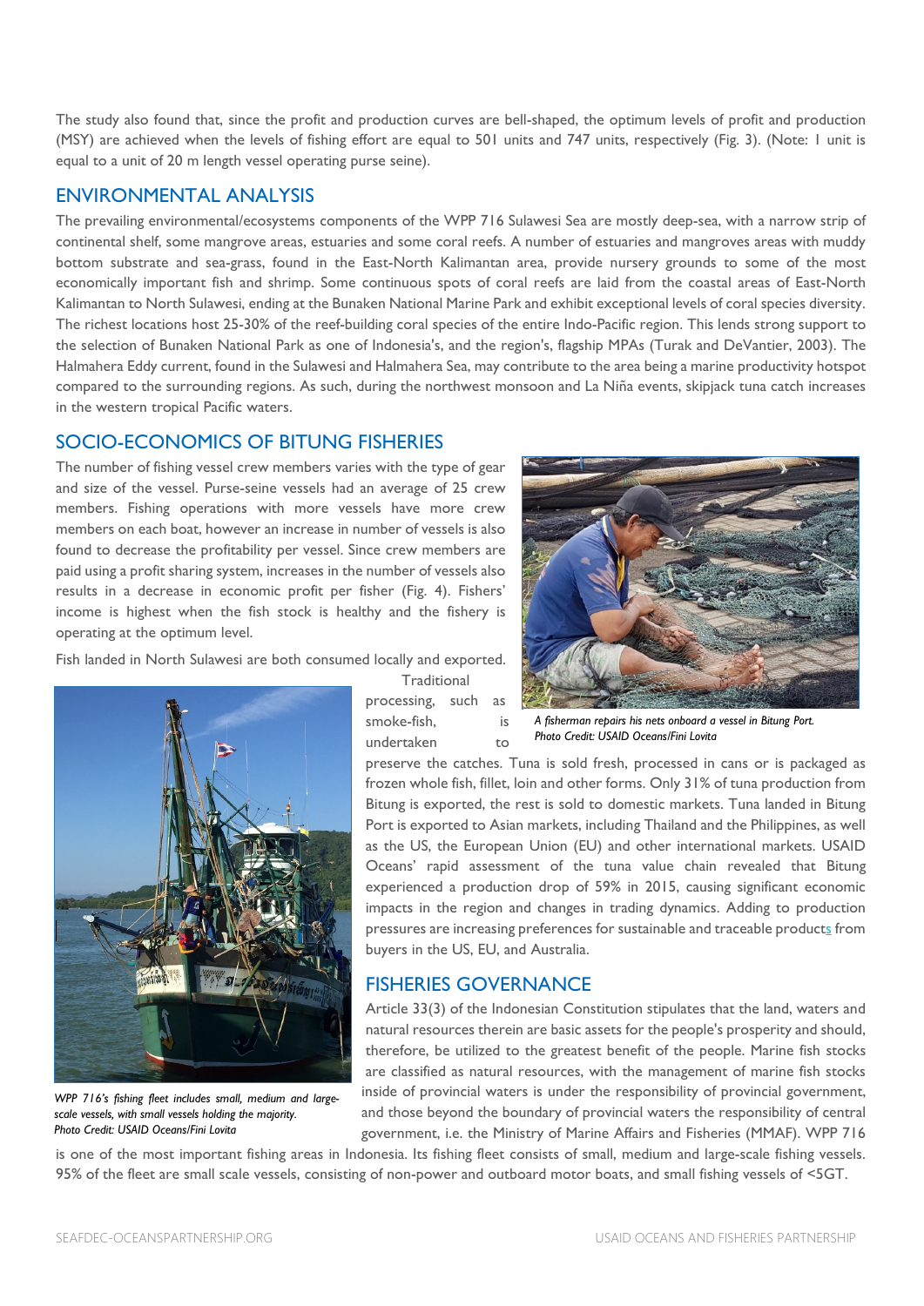The study also found that, since the profit and production curves are bell-shaped, the optimum levels of profit and production (MSY) are achieved when the levels of fishing effort are equal to 501 units and 747 units, respectively (Fig. 3). (Note: 1 unit is equal to a unit of 20 m length vessel operating purse seine).

## ENVIRONMENTAL ANALYSIS

The prevailing environmental/ecosystems components of the WPP 716 Sulawesi Sea are mostly deep-sea, with a narrow strip of continental shelf, some mangrove areas, estuaries and some coral reefs. A number of estuaries and mangroves areas with muddy bottom substrate and sea-grass, found in the East-North Kalimantan area, provide nursery grounds to some of the most economically important fish and shrimp. Some continuous spots of coral reefs are laid from the coastal areas of East-North Kalimantan to North Sulawesi, ending at the Bunaken National Marine Park and exhibit exceptional levels of coral species diversity. The richest locations host 25-30% of the reef-building coral species of the entire Indo-Pacific region. This lends strong support to the selection of Bunaken National Park as one of Indonesia's, and the region's, flagship MPAs (Turak and DeVantier, 2003). The Halmahera Eddy current, found in the Sulawesi and Halmahera Sea, may contribute to the area being a marine productivity hotspot compared to the surrounding regions. As such, during the northwest monsoon and La Niña events, skipjack tuna catch increases in the western tropical Pacific waters.

## SOCIO-ECONOMICS OF BITUNG FISHERIES

The number of fishing vessel crew members varies with the type of gear and size of the vessel. Purse-seine vessels had an average of 25 crew members. Fishing operations with more vessels have more crew members on each boat, however an increase in number of vessels is also found to decrease the profitability per vessel. Since crew members are paid using a profit sharing system, increases in the number of vessels also results in a decrease in economic profit per fisher (Fig. 4). Fishers' income is highest when the fish stock is healthy and the fishery is operating at the optimum level.

*A fisherman repairs his nets onboard a vessel in Bitung Port. Photo Credit: USAID Oceans/Fini Lovita*

Fish landed in North Sulawesi are both consumed locally and exported. Traditional processing, such as smoke-fish, is undertaken to preserve the catches. Tuna is sold fresh, processed in cans or is packaged as frozen whole fish, fillet, loin and other forms. Only 31% of tuna production from Bitung is exported, the rest is sold to domestic markets. Tuna landed in Bitung Port is exported to Asian markets, including Thailand and the Philippines, as well as the US, the European Union (EU) and other international markets. USAID Oceans' rapid assessment of the tuna value chain revealed that Bitung experienced a production drop of 59% in 2015, causing significant economic impacts in the region and changes in trading dynamics. Adding to production pressures are increasing preferences for sustainable and traceable products from buyers in the US, EU, and Australia.

*WPP 716's fishing fleet includes small, medium and large-scale vessels, with small vessels holding the majority. Photo Credit: USAID Oceans/Fini Lovita*

## FISHERIES GOVERNANCE

Article 33(3) of the Indonesian Constitution stipulates that the land, waters and natural resources therein are basic assets for the people's prosperity and should, therefore, be utilized to the greatest benefit of the people. Marine fish stocks are classified as natural resources, with the management of marine fish stocks inside of provincial waters is under the responsibility of provincial government, and those beyond the boundary of provincial waters the responsibility of central government, i.e. the Ministry of Marine Affairs and Fisheries (MMAF). WPP 716 is one of the most important fishing areas in Indonesia. Its fishing fleet consists of small, medium and large-scale fishing vessels. 95% of the fleet are small scale vessels, consisting of non-power and outboard motor boats, and small fishing vessels of <5GT.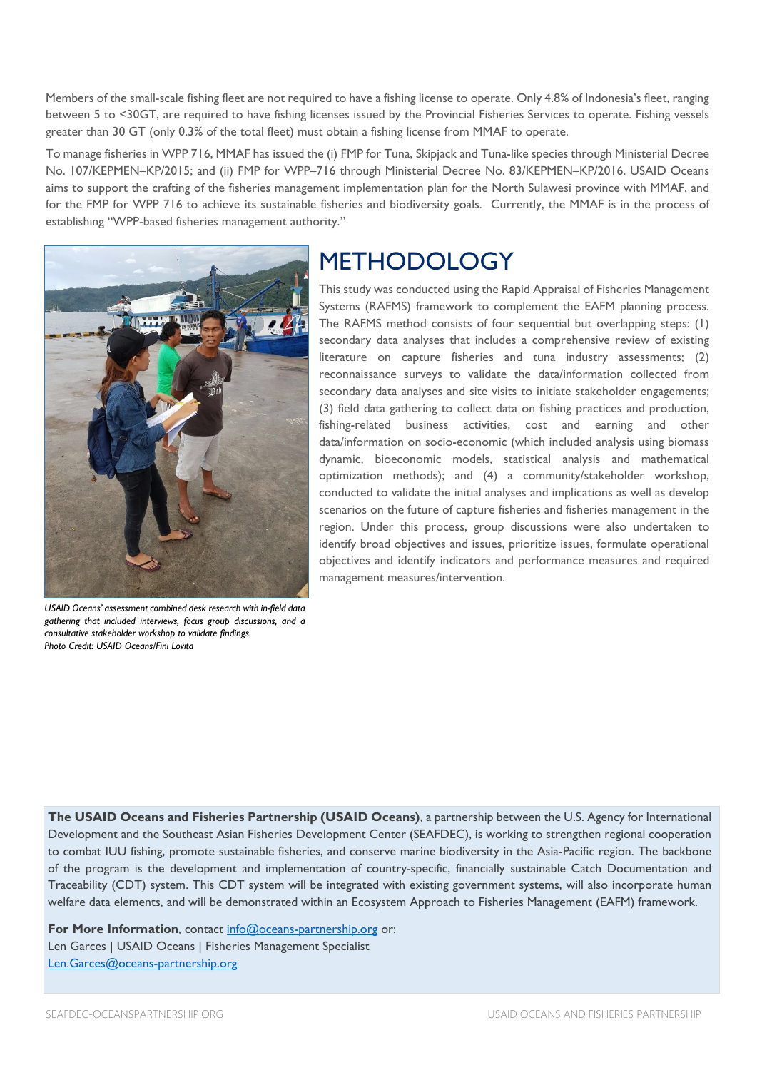Members of the small-scale fishing fleet are not required to have a fishing license to operate. Only 4.8% of Indonesia's fleet, ranging between 5 to <30GT, are required to have fishing licenses issued by the Provincial Fisheries Services to operate. Fishing vessels greater than 30 GT (only 0.3% of the total fleet) must obtain a fishing license from MMAF to operate.

To manage fisheries in WPP 716, MMAF has issued the (i) FMP for Tuna, Skipjack and Tuna-like species through Ministerial Decree No. 107/KEPMEN–KP/2015; and (ii) FMP for WPP–716 through Ministerial Decree No. 83/KEPMEN–KP/2016. USAID Oceans aims to support the crafting of the fisheries management implementation plan for the North Sulawesi province with MMAF, and for the FMP for WPP 716 to achieve its sustainable fisheries and biodiversity goals. Currently, the MMAF is in the process of establishing "WPP-based fisheries management authority."

*USAID Oceans' assessment combined desk research with in-field data gathering that included interviews, focus group discussions, and a consultative stakeholder workshop to validate findings.*
*Photo Credit: USAID Oceans/Fini Lovita*

# METHODOLOGY

This study was conducted using the Rapid Appraisal of Fisheries Management Systems (RAFMS) framework to complement the EAFM planning process. The RAFMS method consists of four sequential but overlapping steps: (1) secondary data analyses that includes a comprehensive review of existing literature on capture fisheries and tuna industry assessments; (2) reconnaissance surveys to validate the data/information collected from secondary data analyses and site visits to initiate stakeholder engagements; (3) field data gathering to collect data on fishing practices and production, fishing-related business activities, cost and earning and other data/information on socio-economic (which included analysis using biomass dynamic, bioeconomic models, statistical analysis and mathematical optimization methods); and (4) a community/stakeholder workshop, conducted to validate the initial analyses and implications as well as develop scenarios on the future of capture fisheries and fisheries management in the region. Under this process, group discussions were also undertaken to identify broad objectives and issues, prioritize issues, formulate operational objectives and identify indicators and performance measures and required management measures/intervention.

**The USAID Oceans and Fisheries Partnership (USAID Oceans)**, a partnership between the U.S. Agency for International Development and the Southeast Asian Fisheries Development Center (SEAFDEC), is working to strengthen regional cooperation to combat IUU fishing, promote sustainable fisheries, and conserve marine biodiversity in the Asia-Pacific region. The backbone of the program is the development and implementation of country-specific, financially sustainable Catch Documentation and Traceability (CDT) system. This CDT system will be integrated with existing government systems, will also incorporate human welfare data elements, and will be demonstrated within an Ecosystem Approach to Fisheries Management (EAFM) framework.

**For More Information**, contact info@oceans-partnership.org or:
Len Garces | USAID Oceans | Fisheries Management Specialist
Len.Garces@oceans-partnership.org